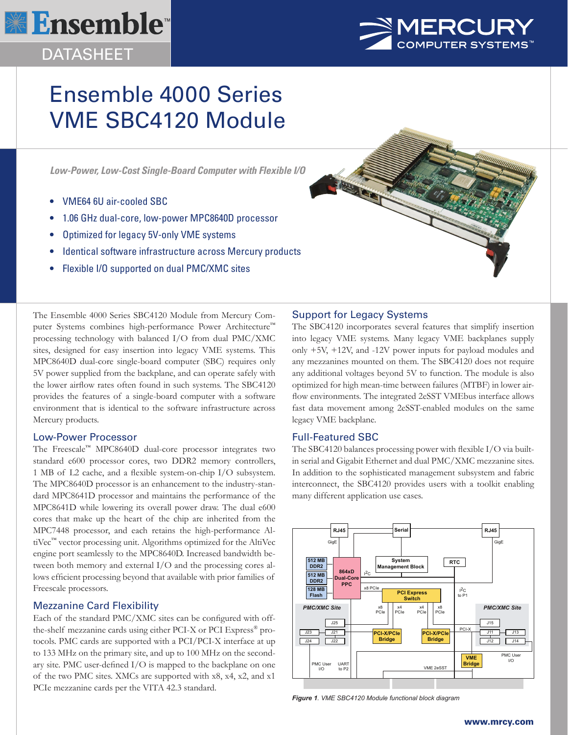Ensemble™ DATASHEET

MERCURY COMPUTER SYSTEMS™

# Ensemble 4000 Series VME SBC4120 Module

*Low-Power, Low-Cost Single-Board Computer with Flexible I/O*

- VME64 6U air-cooled SBC
- 1.06 GHz dual-core, low-power MPC8640D processor
- Optimized for legacy 5V-only VME systems
- Identical software infrastructure across Mercury products
- Flexible I/O supported on dual PMC/XMC sites

The Ensemble 4000 Series SBC4120 Module from Mercury Computer Systems combines high-performance Power Architecture™ processing technology with balanced I/O from dual PMC/XMC sites, designed for easy insertion into legacy VME systems. This MPC8640D dual-core single-board computer (SBC) requires only 5V power supplied from the backplane, and can operate safely with the lower airflow rates often found in such systems. The SBC4120 provides the features of a single-board computer with a software environment that is identical to the software infrastructure across Mercury products.

## Low-Power Processor

The Freescale™ MPC8640D dual-core processor integrates two standard e600 processor cores, two DDR2 memory controllers, 1 MB of L2 cache, and a flexible system-on-chip I/O subsystem. The MPC8640D processor is an enhancement to the industry-standard MPC8641D processor and maintains the performance of the MPC8641D while lowering its overall power draw. The dual e600 cores that make up the heart of the chip are inherited from the MPC7448 processor, and each retains the high-performance AltiVec™ vector processing unit. Algorithms optimized for the AltiVec engine port seamlessly to the MPC8640D. Increased bandwidth between both memory and external I/O and the processing cores allows efficient processing beyond that available with prior families of Freescale processors.

## Mezzanine Card Flexibility

Each of the standard PMC/XMC sites can be configured with off-the-shelf mezzanine cards using either PCI-X or PCI Express® protocols. PMC cards are supported with a PCI/PCI-X interface at up to 133 MHz on the primary site, and up to 100 MHz on the secondary site. PMC user-defined I/O is mapped to the backplane on one of the two PMC sites. XMCs are supported with x8, x4, x2, and x1 PCIe mezzanine cards per the VITA 42.3 standard.

## Support for Legacy Systems

The SBC4120 incorporates several features that simplify insertion into legacy VME systems. Many legacy VME backplanes supply only +5V, +12V, and -12V power inputs for payload modules and any mezzanines mounted on them. The SBC4120 does not require any additional voltages beyond 5V to function. The module is also optimized for high mean-time between failures (MTBF) in lower airflow environments. The integrated 2eSST VMEbus interface allows fast data movement among 2eSST-enabled modules on the same legacy VME backplane.

## Full-Featured SBC

The SBC4120 balances processing power with flexible I/O via built-in serial and Gigabit Ethernet and dual PMC/XMC mezzanine sites. In addition to the sophisticated management subsystem and fabric interconnect, the SBC4120 provides users with a toolkit enabling many different application use cases.

RJ45 GigE | Serial | RJ45 GigE | 512 MB DDR2 | 512 MB DDR2 | 128 MB Flash | 864xD Dual-Core PPC | I2C | System Management Block | RTC | x8 PCIe | PCI Express Switch | I2C to P1 | PMC/XMC Site | x8 PCIe | x4 PCIe | x4 PCIe | x8 PCIe | PMC/XMC Site | J25 | J23 | J21 | J24 | J22 | PCI-X/PCIe Bridge | PCI-X/PCIe Bridge | PCI-X | J15 | J11 | J13 | J12 | J14 | VME Bridge | PMC User I/O | UART to P2 | VME 2eSST | PMC User I/O

*Figure 1. VME SBC4120 Module functional block diagram*

www.mrcy.com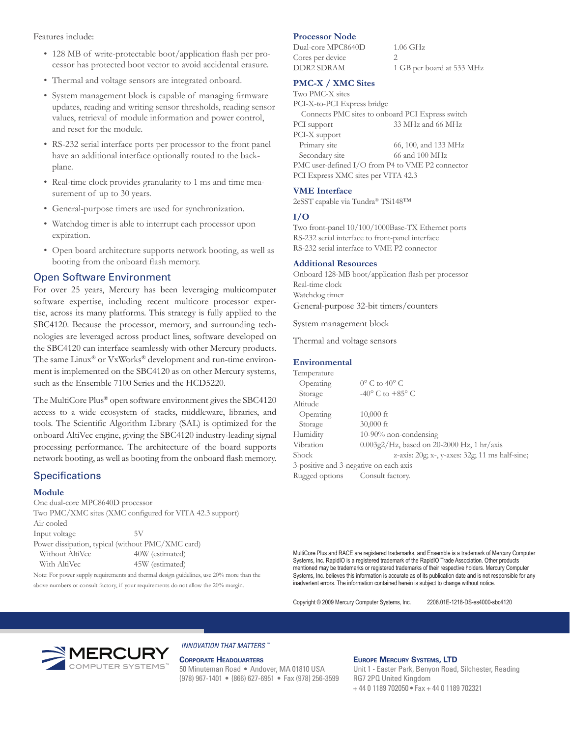Features include:

- 128 MB of write-protectable boot/application flash per processor has protected boot vector to avoid accidental erasure.
- Thermal and voltage sensors are integrated onboard.
- System management block is capable of managing firmware updates, reading and writing sensor thresholds, reading sensor values, retrieval of module information and power control, and reset for the module.
- RS-232 serial interface ports per processor to the front panel have an additional interface optionally routed to the backplane.
- Real-time clock provides granularity to 1 ms and time measurement of up to 30 years.
- General-purpose timers are used for synchronization.
- Watchdog timer is able to interrupt each processor upon expiration.
- Open board architecture supports network booting, as well as booting from the onboard flash memory.

## Open Software Environment

For over 25 years, Mercury has been leveraging multicomputer software expertise, including recent multicore processor expertise, across its many platforms. This strategy is fully applied to the SBC4120. Because the processor, memory, and surrounding technologies are leveraged across product lines, software developed on the SBC4120 can interface seamlessly with other Mercury products. The same Linux® or VxWorks® development and run-time environment is implemented on the SBC4120 as on other Mercury systems, such as the Ensemble 7100 Series and the HCD5220.

The MultiCore Plus® open software environment gives the SBC4120 access to a wide ecosystem of stacks, middleware, libraries, and tools. The Scientific Algorithm Library (SAL) is optimized for the onboard AltiVec engine, giving the SBC4120 industry-leading signal processing performance. The architecture of the board supports network booting, as well as booting from the onboard flash memory.

## Specifications

### Module

One dual-core MPC8640D processor
Two PMC/XMC sites (XMC configured for VITA 42.3 support)
Air-cooled

| | |
|---|---|
| Input voltage | 5V |
| Power dissipation, typical (without PMC/XMC card) | |
| Without AltiVec | 40W (estimated) |
| With AltiVec | 45W (estimated) |

Note: For power supply requirements and thermal design guidelines, use 20% more than the above numbers or consult factory, if your requirements do not allow the 20% margin.

### Processor Node

| | |
|---|---|
| Dual-core MPC8640D | 1.06 GHz |
| Cores per device | 2 |
| DDR2 SDRAM | 1 GB per board at 533 MHz |

### PMC-X / XMC Sites

Two PMC-X sites
PCI-X-to-PCI Express bridge
Connects PMC sites to onboard PCI Express switch

| | |
|---|---|
| PCI support | 33 MHz and 66 MHz |
| PCI-X support | |
| Primary site | 66, 100, and 133 MHz |
| Secondary site | 66 and 100 MHz |

PMC user-defined I/O from P4 to VME P2 connector
PCI Express XMC sites per VITA 42.3

### VME Interface

2eSST capable via Tundra® TSi148™

### I/O

Two front-panel 10/100/1000Base-TX Ethernet ports
RS-232 serial interface to front-panel interface
RS-232 serial interface to VME P2 connector

### Additional Resources

Onboard 128-MB boot/application flash per processor
Real-time clock
Watchdog timer
General-purpose 32-bit timers/counters
System management block
Thermal and voltage sensors

### Environmental

| | |
|---|---|
| Temperature | |
| Operating | 0° C to 40° C |
| Storage | -40° C to +85° C |
| Altitude | |
| Operating | 10,000 ft |
| Storage | 30,000 ft |
| Humidity | 10-90% non-condensing |
| Vibration | 0.003g2/Hz, based on 20-2000 Hz, 1 hr/axis |
| Shock | z-axis: 20g; x-, y-axes: 32g; 11 ms half-sine; 3-positive and 3-negative on each axis |
| Rugged options | Consult factory. |

MultiCore Plus and RACE are registered trademarks, and Ensemble is a trademark of Mercury Computer Systems, Inc. RapidIO is a registered trademark of the RapidIO Trade Association. Other products mentioned may be trademarks or registered trademarks of their respective holders. Mercury Computer Systems, Inc. believes this information is accurate as of its publication date and is not responsible for any inadvertent errors. The information contained herein is subject to change without notice.

Copyright © 2009 Mercury Computer Systems, Inc. 2208.01E-1218-DS-es4000-sbc4120

MERCURY COMPUTER SYSTEMS™

*INNOVATION THAT MATTERS™*

**Corporate Headquarters**
50 Minuteman Road • Andover, MA 01810 USA
(978) 967-1401 • (866) 627-6951 • Fax (978) 256-3599

**Europe Mercury Systems, LTD**
Unit 1 - Easter Park, Benyon Road, Silchester, Reading
RG7 2PQ United Kingdom
+ 44 0 1189 702050 • Fax + 44 0 1189 702321